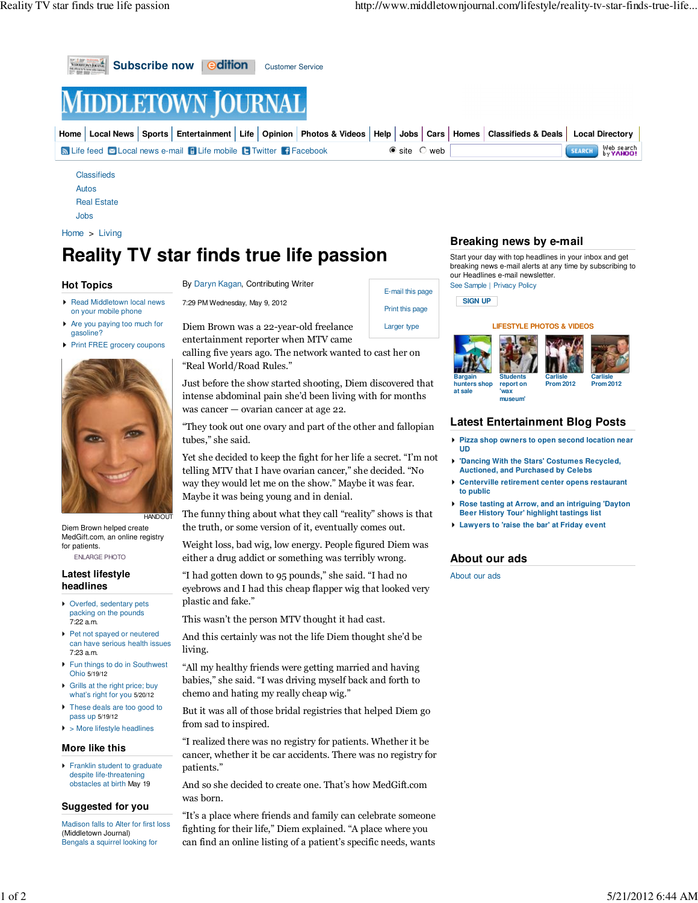# Reality TV star finds true life passion

By Daryn Kagan, Contributing Writer

7:29 PM Wednesday, May 9, 2012

Diem Brown was a 22-year-old freelance entertainment reporter when MTV came calling five years ago. The network wanted to cast her on "Real World/Road Rules."

Just before the show started shooting, Diem discovered that intense abdominal pain she'd been living with for months was cancer — ovarian cancer at age 22.

"They took out one ovary and part of the other and fallopian tubes," she said.

Yet she decided to keep the fight for her life a secret. "I'm not telling MTV that I have ovarian cancer," she decided. "No way they would let me on the show." Maybe it was fear. Maybe it was being young and in denial.

The funny thing about what they call "reality" shows is that the truth, or some version of it, eventually comes out.

Weight loss, bad wig, low energy. People figured Diem was either a drug addict or something was terribly wrong.

"I had gotten down to 95 pounds," she said. "I had no eyebrows and I had this cheap flapper wig that looked very plastic and fake."

This wasn't the person MTV thought it had cast.

And this certainly was not the life Diem thought she'd be living.

"All my healthy friends were getting married and having babies," she said. "I was driving myself back and forth to chemo and hating my really cheap wig."

But it was all of those bridal registries that helped Diem go from sad to inspired.

"I realized there was no registry for patients. Whether it be cancer, whether it be car accidents. There was no registry for patients."

And so she decided to create one. That's how MedGift.com was born.

"It's a place where friends and family can celebrate someone fighting for their life," Diem explained. "A place where you can find an online listing of a patient's specific needs, wants

HANDOUT

Diem Brown helped create MedGift.com, an online registry for patients.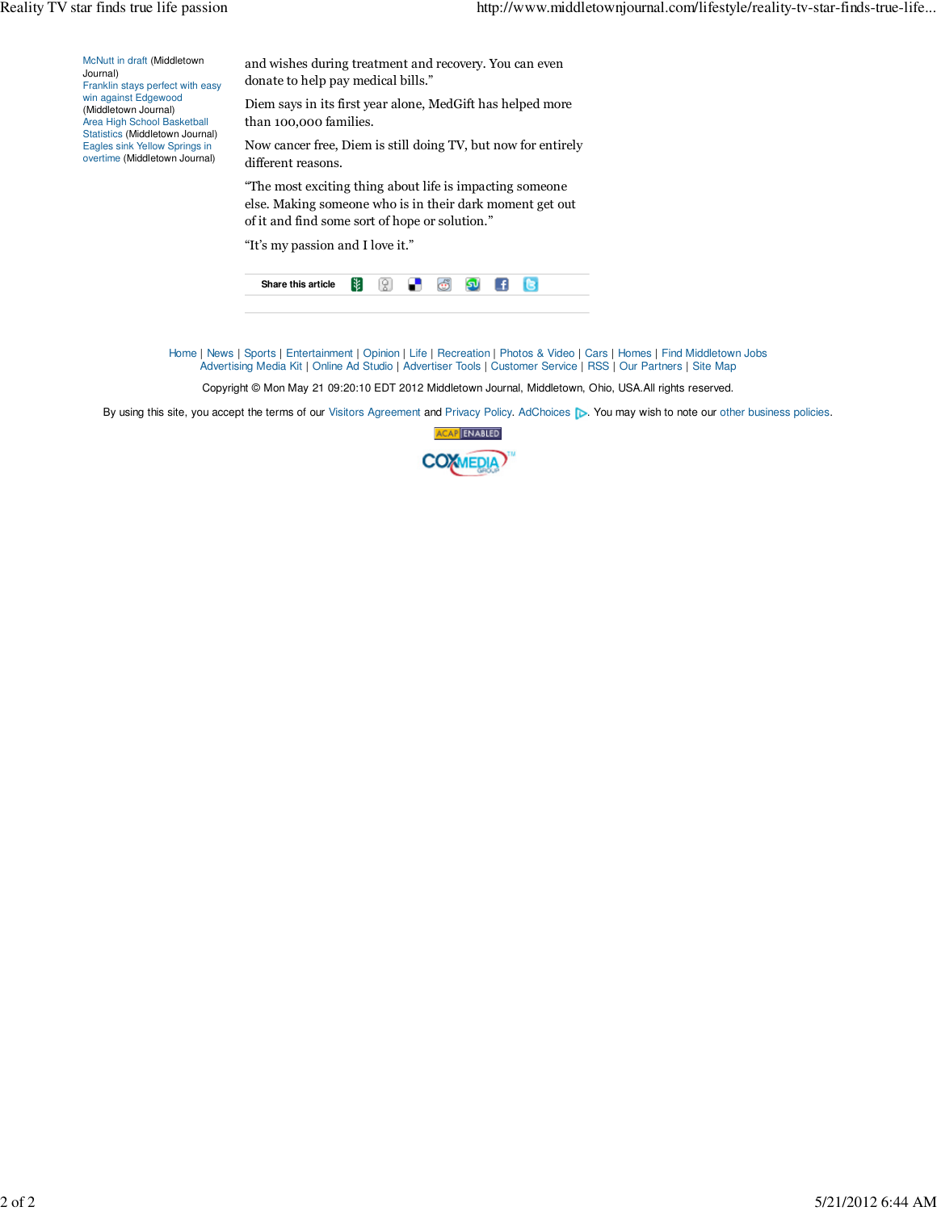McNutt in draft (Middletown Journal)
Franklin stays perfect with easy win against Edgewood (Middletown Journal)
Area High School Basketball Statistics (Middletown Journal)
Eagles sink Yellow Springs in overtime (Middletown Journal)

and wishes during treatment and recovery. You can even donate to help pay medical bills."

Diem says in its first year alone, MedGift has helped more than 100,000 families.

Now cancer free, Diem is still doing TV, but now for entirely different reasons.

"The most exciting thing about life is impacting someone else. Making someone who is in their dark moment get out of it and find some sort of hope or solution."

"It's my passion and I love it."

**Share this article**

Home | News | Sports | Entertainment | Opinion | Life | Recreation | Photos & Video | Cars | Homes | Find Middletown Jobs
Advertising Media Kit | Online Ad Studio | Advertiser Tools | Customer Service | RSS | Our Partners | Site Map

Copyright © Mon May 21 09:20:10 EDT 2012 Middletown Journal, Middletown, Ohio, USA.All rights reserved.

By using this site, you accept the terms of our Visitors Agreement and Privacy Policy. AdChoices. You may wish to note our other business policies.

ACAP ENABLED

COXMEDIA GROUP